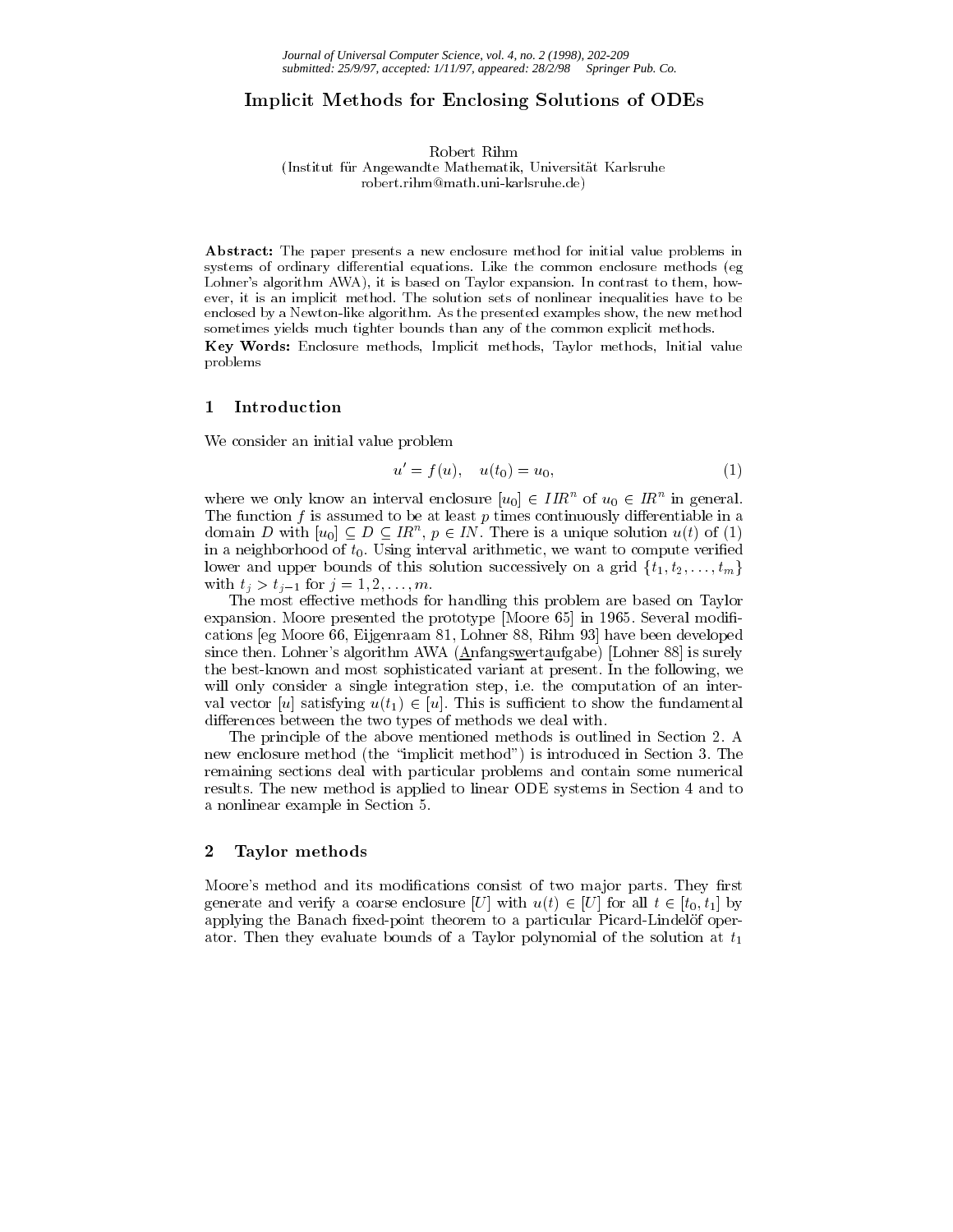# Implicit Methods for Enclosing Solutions of ODEs

Robert Rihm
(Institut für Angewandte Mathematik, Universität Karlsruhe
robert.rihm@math.uni-karlsruhe.de)

**Abstract:** The paper presents a new enclosure method for initial value problems in systems of ordinary differential equations. Like the common enclosure methods (eg Lohner's algorithm AWA), it is based on Taylor expansion. In contrast to them, however, it is an implicit method. The solution sets of nonlinear inequalities have to be enclosed by a Newton-like algorithm. As the presented examples show, the new method sometimes yields much tighter bounds than any of the common explicit methods.

**Key Words:** Enclosure methods, Implicit methods, Taylor methods, Initial value problems

## 1 Introduction

We consider an initial value problem

$$u' = f(u), \quad u(t_0) = u_0, \tag{1}$$

where we only know an interval enclosure $[u_0] \in IIR^n$ of $u_0 \in IR^n$ in general. The function $f$ is assumed to be at least $p$ times continuously differentiable in a domain $D$ with $[u_0] \subseteq D \subseteq IR^n$, $p \in IN$. There is a unique solution $u(t)$ of (1) in a neighborhood of $t_0$. Using interval arithmetic, we want to compute verified lower and upper bounds of this solution successively on a grid $\{t_1, t_2, \ldots, t_m\}$ with $t_j > t_{j-1}$ for $j = 1, 2, \ldots, m$.

The most effective methods for handling this problem are based on Taylor expansion. Moore presented the prototype [Moore 65] in 1965. Several modifications [eg Moore 66, Eijgenraam 81, Lohner 88, Rihm 93] have been developed since then. Lohner's algorithm AWA (Anfangswertaufgabe) [Lohner 88] is surely the best-known and most sophisticated variant at present. In the following, we will only consider a single integration step, i.e. the computation of an interval vector $[u]$ satisfying $u(t_1) \in [u]$. This is sufficient to show the fundamental differences between the two types of methods we deal with.

The principle of the above mentioned methods is outlined in Section 2. A new enclosure method (the "implicit method") is introduced in Section 3. The remaining sections deal with particular problems and contain some numerical results. The new method is applied to linear ODE systems in Section 4 and to a nonlinear example in Section 5.

## 2 Taylor methods

Moore's method and its modifications consist of two major parts. They first generate and verify a coarse enclosure $[U]$ with $u(t) \in [U]$ for all $t \in [t_0, t_1]$ by applying the Banach fixed-point theorem to a particular Picard-Lindelöf operator. Then they evaluate bounds of a Taylor polynomial of the solution at $t_1$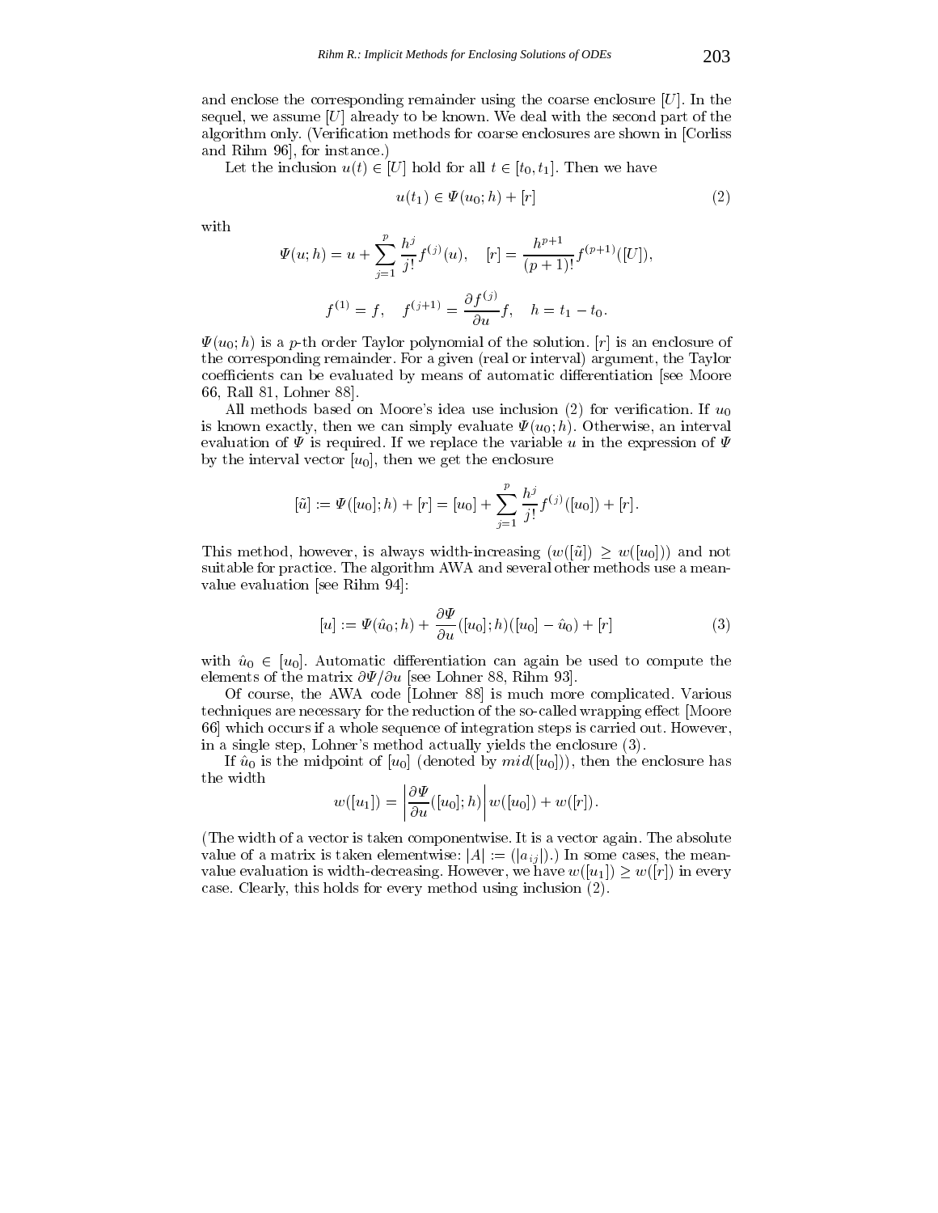and enclose the corresponding remainder using the coarse enclosure $[U]$. In the sequel, we assume $[U]$ already to be known. We deal with the second part of the algorithm only. (Verification methods for coarse enclosures are shown in [Corliss and Rihm 96], for instance.)

Let the inclusion $u(t) \in [U]$ hold for all $t \in [t_0, t_1]$. Then we have

$$u(t_1) \in \Psi(u_0; h) + [r] \tag{2}$$

with

$$\Psi(u; h) = u + \sum_{j=1}^{p} \frac{h^j}{j!} f^{(j)}(u), \quad [r] = \frac{h^{p+1}}{(p+1)!} f^{(p+1)}([U]),$$

$$f^{(1)} = f, \quad f^{(j+1)} = \frac{\partial f^{(j)}}{\partial u} f, \quad h = t_1 - t_0.$$

$\Psi(u_0; h)$ is a $p$-th order Taylor polynomial of the solution. $[r]$ is an enclosure of the corresponding remainder. For a given (real or interval) argument, the Taylor coefficients can be evaluated by means of automatic differentiation [see Moore 66, Rall 81, Lohner 88].

All methods based on Moore's idea use inclusion (2) for verification. If $u_0$ is known exactly, then we can simply evaluate $\Psi(u_0; h)$. Otherwise, an interval evaluation of $\Psi$ is required. If we replace the variable $u$ in the expression of $\Psi$ by the interval vector $[u_0]$, then we get the enclosure

$$[\tilde{u}] := \Psi([u_0]; h) + [r] = [u_0] + \sum_{j=1}^{p} \frac{h^j}{j!} f^{(j)}([u_0]) + [r].$$

This method, however, is always width-increasing ($w([\tilde{u}]) \geq w([u_0])$) and not suitable for practice. The algorithm AWA and several other methods use a mean-value evaluation [see Rihm 94]:

$$[u] := \Psi(\hat{u}_0; h) + \frac{\partial \Psi}{\partial u}([u_0]; h)([u_0] - \hat{u}_0) + [r] \tag{3}$$

with $\hat{u}_0 \in [u_0]$. Automatic differentiation can again be used to compute the elements of the matrix $\partial \Psi / \partial u$ [see Lohner 88, Rihm 93].

Of course, the AWA code [Lohner 88] is much more complicated. Various techniques are necessary for the reduction of the so-called wrapping effect [Moore 66] which occurs if a whole sequence of integration steps is carried out. However, in a single step, Lohner's method actually yields the enclosure (3).

If $\hat{u}_0$ is the midpoint of $[u_0]$ (denoted by $mid([u_0])$), then the enclosure has the width

$$w([u_1]) = \left| \frac{\partial \Psi}{\partial u}([u_0]; h) \right| w([u_0]) + w([r]).$$

(The width of a vector is taken componentwise. It is a vector again. The absolute value of a matrix is taken elementwise: $|A| := (|a_{ij}|)$.) In some cases, the mean-value evaluation is width-decreasing. However, we have $w([u_1]) \geq w([r])$ in every case. Clearly, this holds for every method using inclusion (2).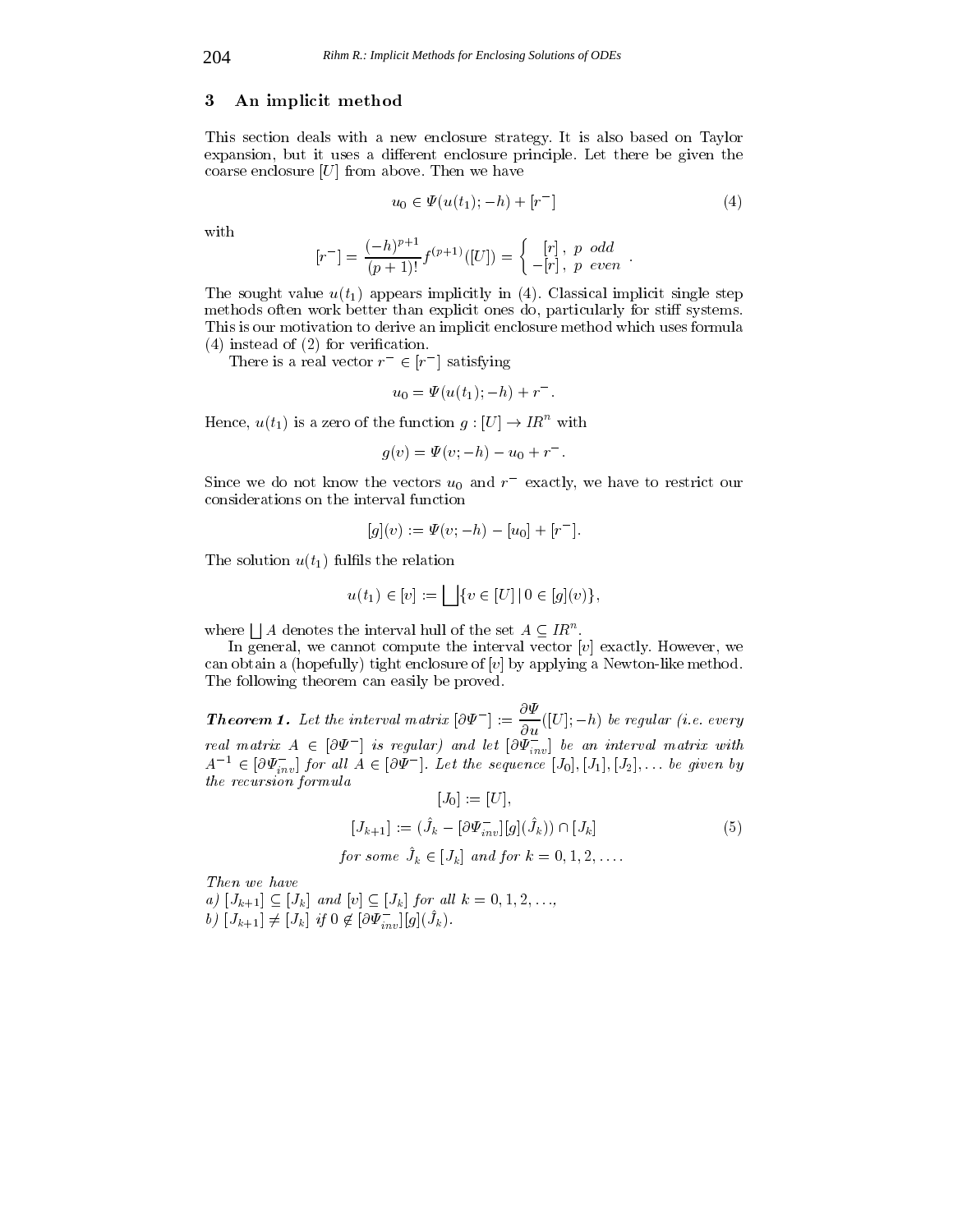## 3 An implicit method

This section deals with a new enclosure strategy. It is also based on Taylor expansion, but it uses a different enclosure principle. Let there be given the coarse enclosure $[U]$ from above. Then we have

$$u_0 \in \Psi(u(t_1); -h) + [r^-] \tag{4}$$

with

$$[r^-] = \frac{(-h)^{p+1}}{(p+1)!} f^{(p+1)}([U]) = \begin{cases} [r]\,, & p \ \ odd \\ -[r]\,, & p \ \ even \end{cases} .$$

The sought value $u(t_1)$ appears implicitly in (4). Classical implicit single step methods often work better than explicit ones do, particularly for stiff systems. This is our motivation to derive an implicit enclosure method which uses formula (4) instead of (2) for verification.

There is a real vector $r^- \in [r^-]$ satisfying

$$u_0 = \Psi(u(t_1); -h) + r^- .$$

Hence, $u(t_1)$ is a zero of the function $g : [U] \to IR^n$ with

$$g(v) = \Psi(v; -h) - u_0 + r^- .$$

Since we do not know the vectors $u_0$ and $r^-$ exactly, we have to restrict our considerations on the interval function

$$[g](v) := \Psi(v; -h) - [u_0] + [r^-].$$

The solution $u(t_1)$ fulfils the relation

$$u(t_1) \in [v] := \bigsqcup \{ v \in [U] \,|\, 0 \in [g](v) \},$$

where $\bigsqcup A$ denotes the interval hull of the set $A \subseteq IR^n$.

In general, we cannot compute the interval vector $[v]$ exactly. However, we can obtain a (hopefully) tight enclosure of $[v]$ by applying a Newton-like method. The following theorem can easily be proved.

***Theorem 1.*** *Let the interval matrix* $[\partial \Psi^-] := \dfrac{\partial \Psi}{\partial u}([U]; -h)$ *be regular (i.e. every real matrix* $A \in [\partial \Psi^-]$ *is regular) and let* $[\partial \Psi^-_{inv}]$ *be an interval matrix with* $A^{-1} \in [\partial \Psi^-_{inv}]$ *for all* $A \in [\partial \Psi^-]$*. Let the sequence* $[J_0], [J_1], [J_2], \ldots$ *be given by the recursion formula*

$$[J_0] := [U],$$
$$[J_{k+1}] := (\hat{J}_k - [\partial \Psi^-_{inv}][g](\hat{J}_k)) \cap [J_k] \tag{5}$$
$$\text{for some } \ \hat{J}_k \in [J_k] \ \text{ and for } k = 0, 1, 2, \ldots .$$

*Then we have*
*a)* $[J_{k+1}] \subseteq [J_k]$ *and* $[v] \subseteq [J_k]$ *for all* $k = 0, 1, 2, \ldots$*,*
*b)* $[J_{k+1}] \neq [J_k]$ *if* $0 \notin [\partial \Psi^-_{inv}][g](\hat{J}_k)$*.*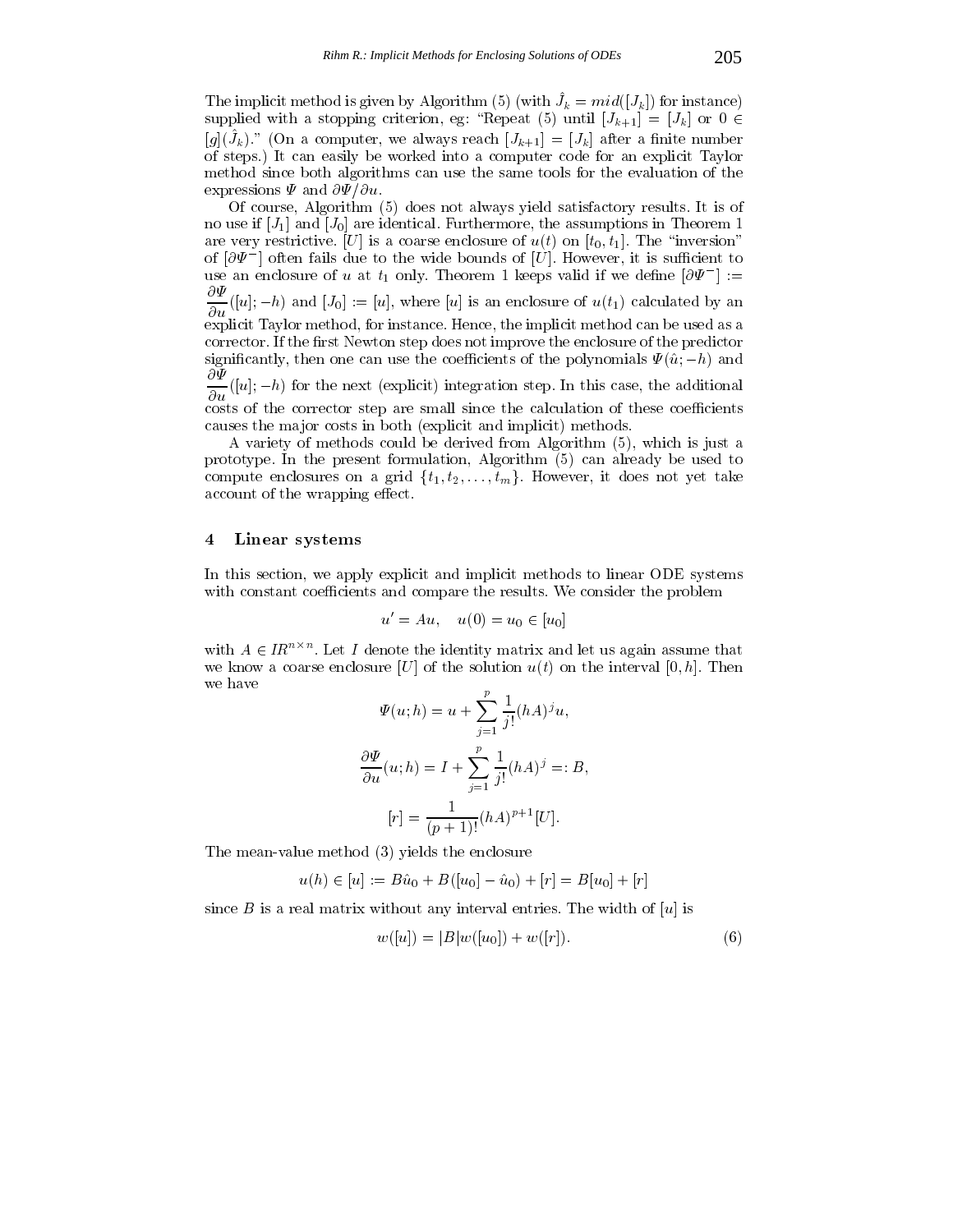The implicit method is given by Algorithm (5) (with $\hat{J}_k = mid([J_k])$ for instance) supplied with a stopping criterion, eg: "Repeat (5) until $[J_{k+1}] = [J_k]$ or $0 \in [g](\hat{J}_k)$." (On a computer, we always reach $[J_{k+1}] = [J_k]$ after a finite number of steps.) It can easily be worked into a computer code for an explicit Taylor method since both algorithms can use the same tools for the evaluation of the expressions $\Psi$ and $\partial\Psi/\partial u$.

Of course, Algorithm (5) does not always yield satisfactory results. It is of no use if $[J_1]$ and $[J_0]$ are identical. Furthermore, the assumptions in Theorem 1 are very restrictive. $[U]$ is a coarse enclosure of $u(t)$ on $[t_0, t_1]$. The "inversion" of $[\partial\Psi^-]$ often fails due to the wide bounds of $[U]$. However, it is sufficient to use an enclosure of $u$ at $t_1$ only. Theorem 1 keeps valid if we define $[\partial\Psi^-] := \dfrac{\partial\Psi}{\partial u}([u]; -h)$ and $[J_0] := [u]$, where $[u]$ is an enclosure of $u(t_1)$ calculated by an explicit Taylor method, for instance. Hence, the implicit method can be used as a corrector. If the first Newton step does not improve the enclosure of the predictor significantly, then one can use the coefficients of the polynomials $\Psi(\hat{u}; -h)$ and $\dfrac{\partial\Psi}{\partial u}([u]; -h)$ for the next (explicit) integration step. In this case, the additional costs of the corrector step are small since the calculation of these coefficients causes the major costs in both (explicit and implicit) methods.

A variety of methods could be derived from Algorithm (5), which is just a prototype. In the present formulation, Algorithm (5) can already be used to compute enclosures on a grid $\{t_1, t_2, \ldots, t_m\}$. However, it does not yet take account of the wrapping effect.

## 4 Linear systems

In this section, we apply explicit and implicit methods to linear ODE systems with constant coefficients and compare the results. We consider the problem

$$u' = Au, \quad u(0) = u_0 \in [u_0]$$

with $A \in I\!R^{n \times n}$. Let $I$ denote the identity matrix and let us again assume that we know a coarse enclosure $[U]$ of the solution $u(t)$ on the interval $[0, h]$. Then we have

$$\Psi(u; h) = u + \sum_{j=1}^{p} \frac{1}{j!}(hA)^j u,$$

$$\frac{\partial\Psi}{\partial u}(u; h) = I + \sum_{j=1}^{p} \frac{1}{j!}(hA)^j =: B,$$

$$[r] = \frac{1}{(p+1)!}(hA)^{p+1}[U].$$

The mean-value method (3) yields the enclosure

$$u(h) \in [u] := B\hat{u}_0 + B([u_0] - \hat{u}_0) + [r] = B[u_0] + [r]$$

since $B$ is a real matrix without any interval entries. The width of $[u]$ is

$$w([u]) = |B| w([u_0]) + w([r]). \tag{6}$$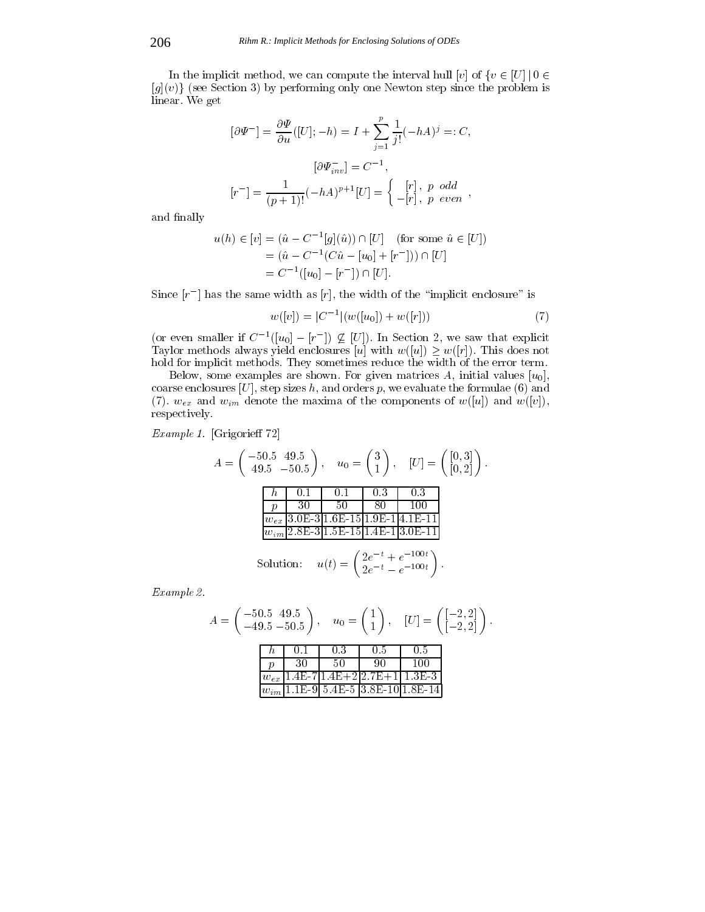In the implicit method, we can compute the interval hull $[v]$ of $\{v \in [U] \mid 0 \in [g](v)\}$ (see Section 3) by performing only one Newton step since the problem is linear. We get

$$[\partial\Psi^-] = \frac{\partial\Psi}{\partial u}([U]; -h) = I + \sum_{j=1}^{p} \frac{1}{j!}(-hA)^j =: C,$$

$$[\partial\Psi^-_{inv}] = C^{-1},$$

$$[r^-] = \frac{1}{(p+1)!}(-hA)^{p+1}[U] = \begin{cases} [r], & p \ \ odd \\ -[r], & p \ \ even \end{cases},$$

and finally

$$\begin{aligned} u(h) \in [v] &= (\hat{u} - C^{-1}[g](\hat{u})) \cap [U] \quad \text{(for some } \hat{u} \in [U]) \\ &= (\hat{u} - C^{-1}(C\hat{u} - [u_0] + [r^-])) \cap [U] \\ &= C^{-1}([u_0] - [r^-]) \cap [U]. \end{aligned}$$

Since $[r^-]$ has the same width as $[r]$, the width of the "implicit enclosure" is

$$w([v]) = |C^{-1}|(w([u_0]) + w([r])) \tag{7}$$

(or even smaller if $C^{-1}([u_0] - [r^-]) \not\subseteq [U]$). In Section 2, we saw that explicit Taylor methods always yield enclosures $[u]$ with $w([u]) \geq w([r])$. This does not hold for implicit methods. They sometimes reduce the width of the error term.

Below, some examples are shown. For given matrices $A$, initial values $[u_0]$, coarse enclosures $[U]$, step sizes $h$, and orders $p$, we evaluate the formulae (6) and (7). $w_{ex}$ and $w_{im}$ denote the maxima of the components of $w([u])$ and $w([v])$, respectively.

*Example 1.* [Grigorieff 72]

$$A = \begin{pmatrix} -50.5 & 49.5 \\ 49.5 & -50.5 \end{pmatrix}, \quad u_0 = \begin{pmatrix} 3 \\ 1 \end{pmatrix}, \quad [U] = \begin{pmatrix} [0,3] \\ [0,2] \end{pmatrix}.$$

| $h$ | 0.1 | 0.1 | 0.3 | 0.3 |
|---|---|---|---|---|
| $p$ | 30 | 50 | 80 | 100 |
| $w_{ex}$ | 3.0E-3 | 1.6E-15 | 1.9E-1 | 4.1E-11 |
| $w_{im}$ | 2.8E-3 | 1.5E-15 | 1.4E-1 | 3.0E-11 |

$$\text{Solution:} \quad u(t) = \begin{pmatrix} 2e^{-t} + e^{-100t} \\ 2e^{-t} - e^{-100t} \end{pmatrix}.$$

*Example 2.*

$$A = \begin{pmatrix} -50.5 & 49.5 \\ -49.5 & -50.5 \end{pmatrix}, \quad u_0 = \begin{pmatrix} 1 \\ 1 \end{pmatrix}, \quad [U] = \begin{pmatrix} [-2,2] \\ [-2,2] \end{pmatrix}.$$

| $h$ | 0.1 | 0.3 | 0.5 | 0.5 |
|---|---|---|---|---|
| $p$ | 30 | 50 | 90 | 100 |
| $w_{ex}$ | 1.4E-7 | 1.4E+2 | 2.7E+1 | 1.3E-3 |
| $w_{im}$ | 1.1E-9 | 5.4E-5 | 3.8E-10 | 1.8E-14 |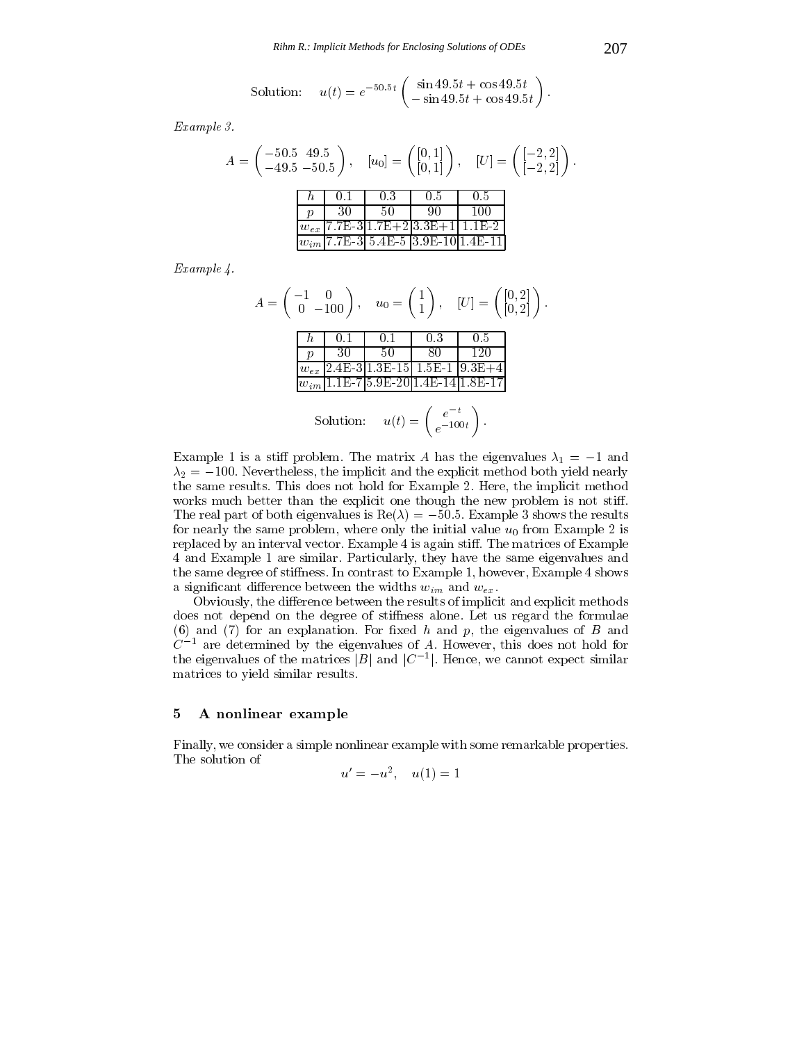$$\text{Solution:} \quad u(t) = e^{-50.5\,t} \begin{pmatrix} \sin 49.5t + \cos 49.5t \\ -\sin 49.5t + \cos 49.5t \end{pmatrix}.$$

*Example 3.*

$$A = \begin{pmatrix} -50.5 & 49.5 \\ -49.5 & -50.5 \end{pmatrix}, \quad [u_0] = \begin{pmatrix} [0,1] \\ [0,1] \end{pmatrix}, \quad [U] = \begin{pmatrix} [-2,2] \\ [-2,2] \end{pmatrix}.$$

| $h$ | 0.1 | 0.3 | 0.5 | 0.5 |
|---|---|---|---|---|
| $p$ | 30 | 50 | 90 | 100 |
| $w_{ex}$ | 7.7E-3 | 1.7E+2 | 3.3E+1 | 1.1E-2 |
| $w_{im}$ | 7.7E-3 | 5.4E-5 | 3.9E-10 | 1.4E-11 |

*Example 4.*

$$A = \begin{pmatrix} -1 & 0 \\ 0 & -100 \end{pmatrix}, \quad u_0 = \begin{pmatrix} 1 \\ 1 \end{pmatrix}, \quad [U] = \begin{pmatrix} [0,2] \\ [0,2] \end{pmatrix}.$$

| $h$ | 0.1 | 0.1 | 0.3 | 0.5 |
|---|---|---|---|---|
| $p$ | 30 | 50 | 80 | 120 |
| $w_{ex}$ | 2.4E-3 | 1.3E-15 | 1.5E-1 | 9.3E+4 |
| $w_{im}$ | 1.1E-7 | 5.9E-20 | 1.4E-14 | 1.8E-17 |

$$\text{Solution:} \quad u(t) = \begin{pmatrix} e^{-t} \\ e^{-100t} \end{pmatrix}.$$

Example 1 is a stiff problem. The matrix $A$ has the eigenvalues $\lambda_1 = -1$ and $\lambda_2 = -100$. Nevertheless, the implicit and the explicit method both yield nearly the same results. This does not hold for Example 2. Here, the implicit method works much better than the explicit one though the new problem is not stiff. The real part of both eigenvalues is $\mathrm{Re}(\lambda) = -50.5$. Example 3 shows the results for nearly the same problem, where only the initial value $u_0$ from Example 2 is replaced by an interval vector. Example 4 is again stiff. The matrices of Example 4 and Example 1 are similar. Particularly, they have the same eigenvalues and the same degree of stiffness. In contrast to Example 1, however, Example 4 shows a significant difference between the widths $w_{im}$ and $w_{ex}$.

Obviously, the difference between the results of implicit and explicit methods does not depend on the degree of stiffness alone. Let us regard the formulae (6) and (7) for an explanation. For fixed $h$ and $p$, the eigenvalues of $B$ and $C^{-1}$ are determined by the eigenvalues of $A$. However, this does not hold for the eigenvalues of the matrices $|B|$ and $|C^{-1}|$. Hence, we cannot expect similar matrices to yield similar results.

## 5 A nonlinear example

Finally, we consider a simple nonlinear example with some remarkable properties. The solution of

$$u' = -u^2, \quad u(1) = 1$$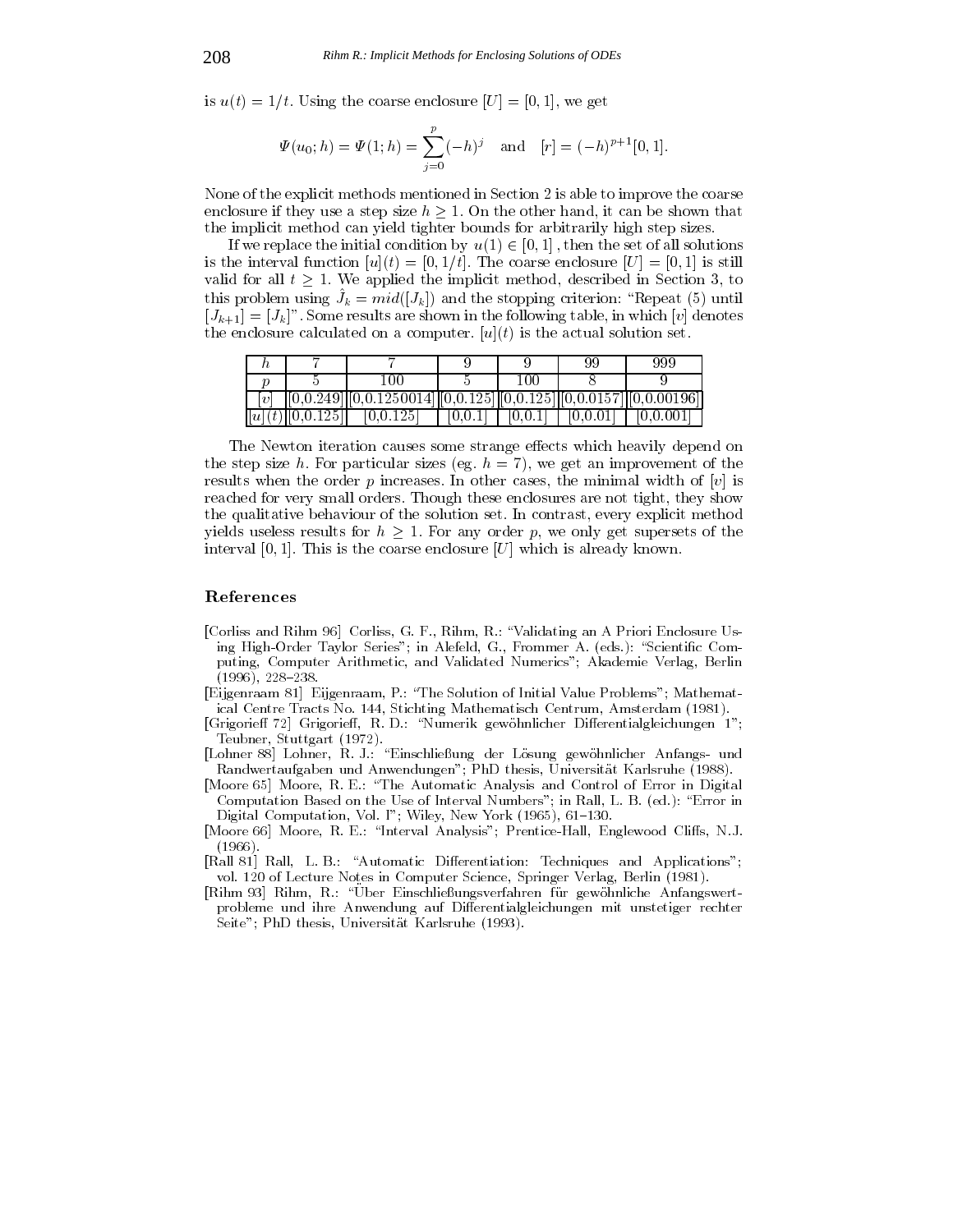is $u(t) = 1/t$. Using the coarse enclosure $[U] = [0, 1]$, we get

$$\Psi(u_0; h) = \Psi(1; h) = \sum_{j=0}^{p} (-h)^j \quad \text{and} \quad [r] = (-h)^{p+1}[0, 1].$$

None of the explicit methods mentioned in Section 2 is able to improve the coarse enclosure if they use a step size $h \geq 1$. On the other hand, it can be shown that the implicit method can yield tighter bounds for arbitrarily high step sizes.

If we replace the initial condition by $u(1) \in [0, 1]$, then the set of all solutions is the interval function $[u](t) = [0, 1/t]$. The coarse enclosure $[U] = [0, 1]$ is still valid for all $t \geq 1$. We applied the implicit method, described in Section 3, to this problem using $\hat{J}_k = mid([J_k])$ and the stopping criterion: "Repeat (5) until $[J_{k+1}] = [J_k]$". Some results are shown in the following table, in which $[v]$ denotes the enclosure calculated on a computer. $[u](t)$ is the actual solution set.

| $h$ | 7 | 7 | 9 | 9 | 99 | 999 |
|---|---|---|---|---|---|---|
| $p$ | 5 | 100 | 5 | 100 | 8 | 9 |
| $[v]$ | [0,0.249] | [0,0.1250014] | [0,0.125] | [0,0.125] | [0,0.0157] | [0,0.00196] |
| $[u](t)$ | [0,0.125] | [0,0.125] | [0,0.1] | [0,0.1] | [0,0.01] | [0,0.001] |

The Newton iteration causes some strange effects which heavily depend on the step size $h$. For particular sizes (eg. $h = 7$), we get an improvement of the results when the order $p$ increases. In other cases, the minimal width of $[v]$ is reached for very small orders. Though these enclosures are not tight, they show the qualitative behaviour of the solution set. In contrast, every explicit method yields useless results for $h \geq 1$. For any order $p$, we only get supersets of the interval $[0, 1]$. This is the coarse enclosure $[U]$ which is already known.

## References

[Corliss and Rihm 96] Corliss, G. F., Rihm, R.: "Validating an A Priori Enclosure Using High-Order Taylor Series"; in Alefeld, G., Frommer A. (eds.): "Scientific Computing, Computer Arithmetic, and Validated Numerics"; Akademie Verlag, Berlin (1996), 228–238.

[Eijgenraam 81] Eijgenraam, P.: "The Solution of Initial Value Problems"; Mathematical Centre Tracts No. 144, Stichting Mathematisch Centrum, Amsterdam (1981).

[Grigorieff 72] Grigorieff, R. D.: "Numerik gewöhnlicher Differentialgleichungen 1"; Teubner, Stuttgart (1972).

[Lohner 88] Lohner, R. J.: "Einschließung der Lösung gewöhnlicher Anfangs- und Randwertaufgaben und Anwendungen"; PhD thesis, Universität Karlsruhe (1988).

[Moore 65] Moore, R. E.: "The Automatic Analysis and Control of Error in Digital Computation Based on the Use of Interval Numbers"; in Rall, L. B. (ed.): "Error in Digital Computation, Vol. I"; Wiley, New York (1965), 61–130.

[Moore 66] Moore, R. E.: "Interval Analysis"; Prentice-Hall, Englewood Cliffs, N.J. (1966).

[Rall 81] Rall, L. B.: "Automatic Differentiation: Techniques and Applications"; vol. 120 of Lecture Notes in Computer Science, Springer Verlag, Berlin (1981).

[Rihm 93] Rihm, R.: "Über Einschließungsverfahren für gewöhnliche Anfangswertprobleme und ihre Anwendung auf Differentialgleichungen mit unstetiger rechter Seite"; PhD thesis, Universität Karlsruhe (1993).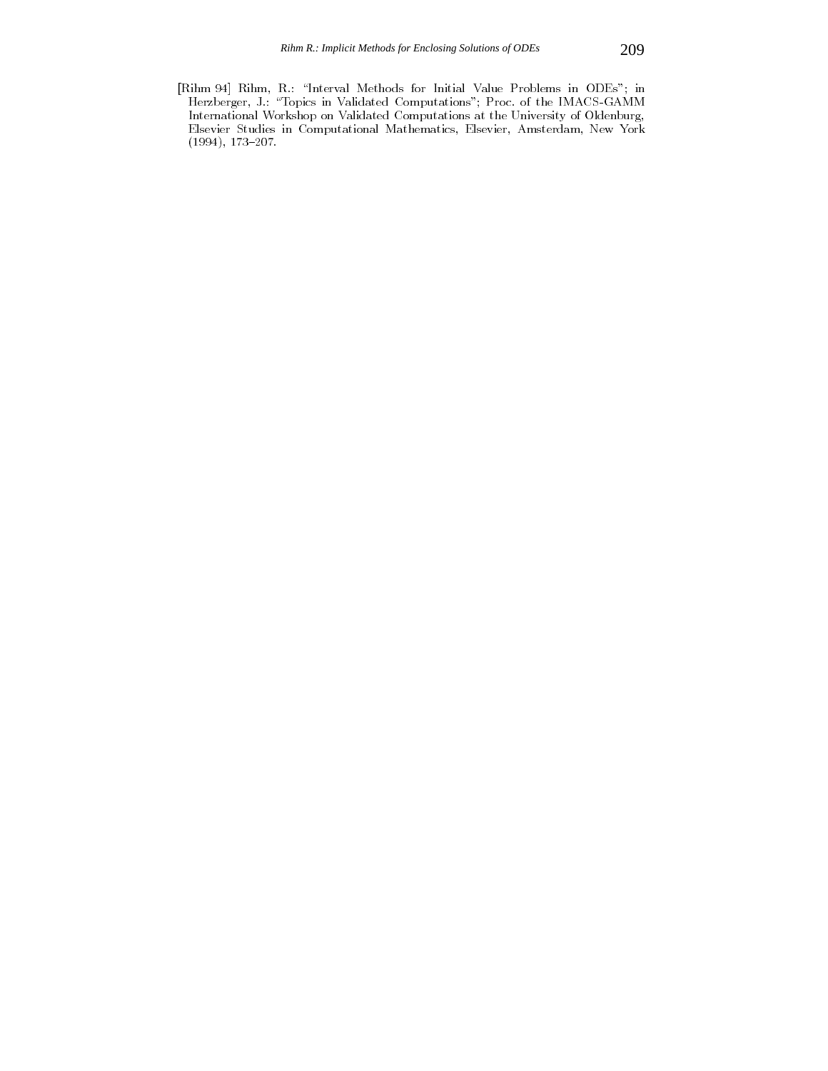[Rihm 94] Rihm, R.: "Interval Methods for Initial Value Problems in ODEs"; in Herzberger, J.: "Topics in Validated Computations"; Proc. of the IMACS-GAMM International Workshop on Validated Computations at the University of Oldenburg, Elsevier Studies in Computational Mathematics, Elsevier, Amsterdam, New York (1994), 173–207.